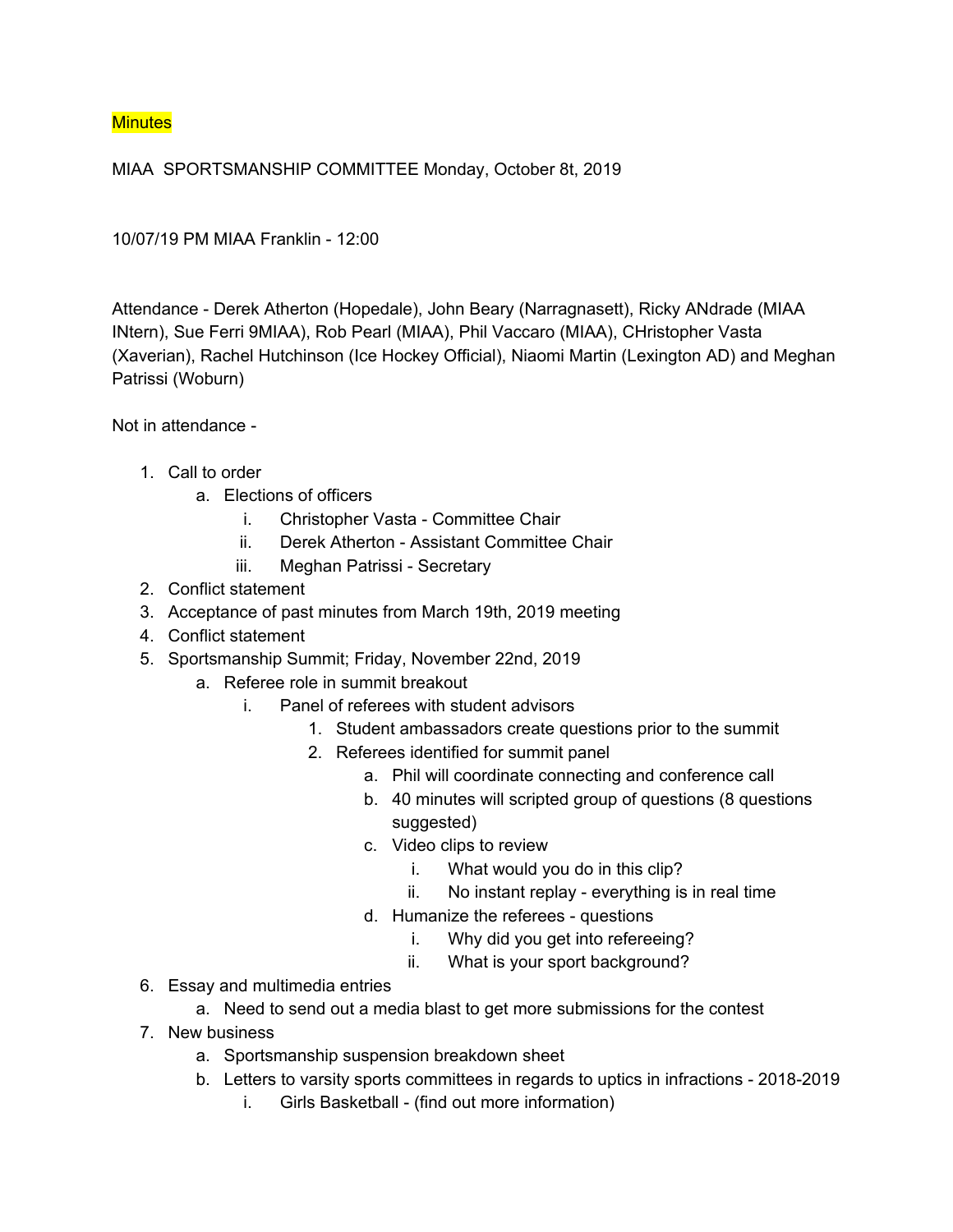Minutes

MIAA SPORTSMANSHIP COMMITTEE Monday, October 8t, 2019

10/07/19 PM MIAA Franklin - 12:00

Attendance - Derek Atherton (Hopedale), John Beary (Narragnasett), Ricky ANdrade (MIAA INtern), Sue Ferri 9MIAA), Rob Pearl (MIAA), Phil Vaccaro (MIAA), CHristopher Vasta (Xaverian), Rachel Hutchinson (Ice Hockey Official), Niaomi Martin (Lexington AD) and Meghan Patrissi (Woburn)

Not in attendance -

1. Call to order
    a. Elections of officers
        i. Christopher Vasta - Committee Chair
        ii. Derek Atherton - Assistant Committee Chair
        iii. Meghan Patrissi - Secretary
2. Conflict statement
3. Acceptance of past minutes from March 19th, 2019 meeting
4. Conflict statement
5. Sportsmanship Summit; Friday, November 22nd, 2019
    a. Referee role in summit breakout
        i. Panel of referees with student advisors
            1. Student ambassadors create questions prior to the summit
            2. Referees identified for summit panel
                a. Phil will coordinate connecting and conference call
                b. 40 minutes will scripted group of questions (8 questions suggested)
                c. Video clips to review
                    i. What would you do in this clip?
                    ii. No instant replay - everything is in real time
                d. Humanize the referees - questions
                    i. Why did you get into refereeing?
                    ii. What is your sport background?
6. Essay and multimedia entries
    a. Need to send out a media blast to get more submissions for the contest
7. New business
    a. Sportsmanship suspension breakdown sheet
    b. Letters to varsity sports committees in regards to uptics in infractions - 2018-2019
        i. Girls Basketball - (find out more information)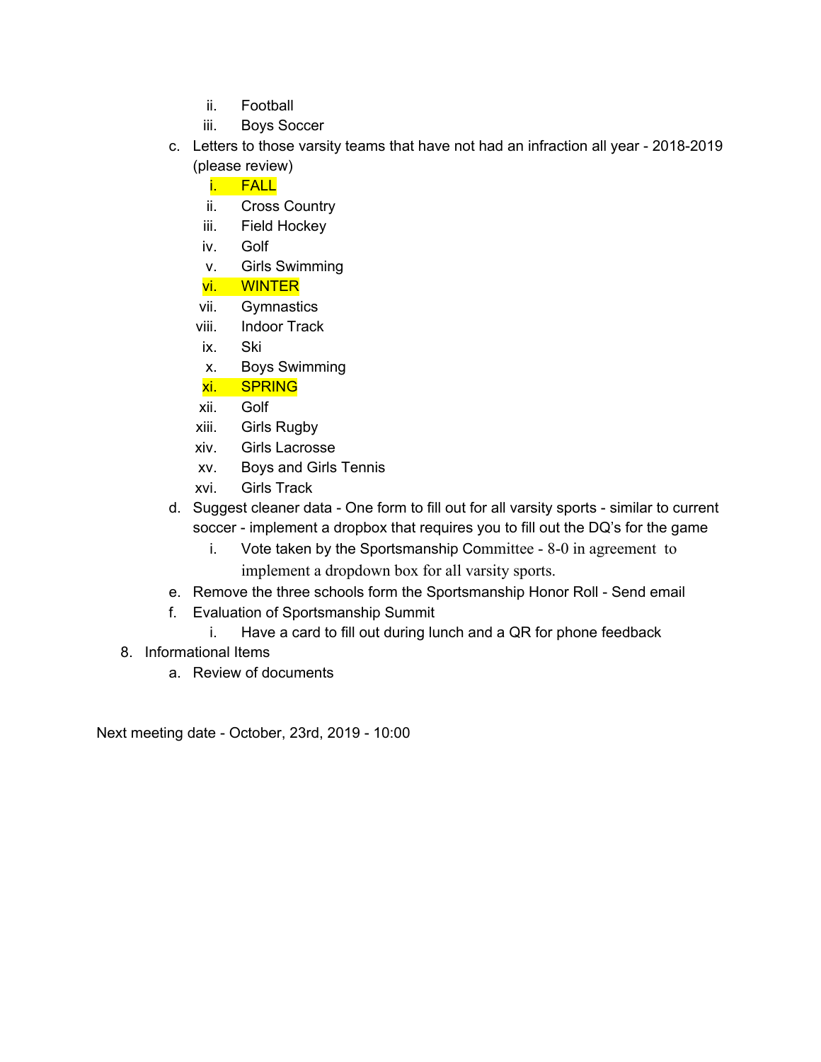ii. Football
   iii. Boys Soccer

c. Letters to those varsity teams that have not had an infraction all year - 2018-2019 (please review)
   i. FALL
   ii. Cross Country
   iii. Field Hockey
   iv. Golf
   v. Girls Swimming
   vi. WINTER
   vii. Gymnastics
   viii. Indoor Track
   ix. Ski
   x. Boys Swimming
   xi. SPRING
   xii. Golf
   xiii. Girls Rugby
   xiv. Girls Lacrosse
   xv. Boys and Girls Tennis
   xvi. Girls Track

d. Suggest cleaner data - One form to fill out for all varsity sports - similar to current soccer - implement a dropbox that requires you to fill out the DQ's for the game
   i. Vote taken by the Sportsmanship Committee - 8-0 in agreement to implement a dropdown box for all varsity sports.

e. Remove the three schools form the Sportsmanship Honor Roll - Send email

f. Evaluation of Sportsmanship Summit
   i. Have a card to fill out during lunch and a QR for phone feedback

8. Informational Items
   a. Review of documents

Next meeting date - October, 23rd, 2019 - 10:00